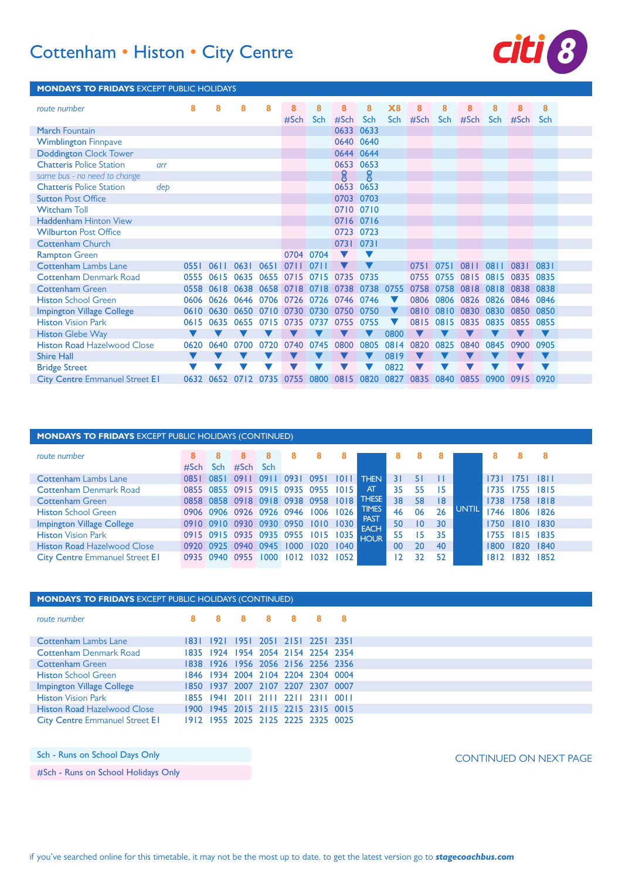# Cottenham • Histon • City Centre

citi 8

## MONDAYS TO FRIDAYS EXCEPT PUBLIC HOLIDAYS

| route number | | 8 | 8 | 8 | 8 | 8 #Sch | 8 Sch | 8 #Sch | 8 Sch | X8 Sch | 8 #Sch | 8 Sch | 8 #Sch | 8 Sch | 8 #Sch | 8 Sch |
|---|---|---|---|---|---|---|---|---|---|---|---|---|---|---|---|---|
| March Fountain | | | | | | | | 0633 | 0633 | | | | | | | |
| Wimblington Finnpave | | | | | | | | 0640 | 0640 | | | | | | | |
| Doddington Clock Tower | | | | | | | | 0644 | 0644 | | | | | | | |
| Chatteris Police Station | arr | | | | | | | 0653 | 0653 | | | | | | | |
| *same bus - no need to change* | | | | | | | | | | | | | | | | |
| Chatteris Police Station | dep | | | | | | | 0653 | 0653 | | | | | | | |
| Sutton Post Office | | | | | | | | 0703 | 0703 | | | | | | | |
| Witcham Toll | | | | | | | | 0710 | 0710 | | | | | | | |
| Haddenham Hinton View | | | | | | | | 0716 | 0716 | | | | | | | |
| Wilburton Post Office | | | | | | | | 0723 | 0723 | | | | | | | |
| Cottenham Church | | | | | | | | 0731 | 0731 | | | | | | | |
| Rampton Green | | | | | | 0704 | 0704 | ▼ | ▼ | | | | | | | |
| Cottenham Lambs Lane | | 0551 | 0611 | 0631 | 0651 | 0711 | 0711 | ▼ | ▼ | | 0751 | 0751 | 0811 | 0811 | 0831 | 0831 |
| Cottenham Denmark Road | | 0555 | 0615 | 0635 | 0655 | 0715 | 0715 | 0735 | 0735 | | 0755 | 0755 | 0815 | 0815 | 0835 | 0835 |
| Cottenham Green | | 0558 | 0618 | 0638 | 0658 | 0718 | 0718 | 0738 | 0738 | 0755 | 0758 | 0758 | 0818 | 0818 | 0838 | 0838 |
| Histon School Green | | 0606 | 0626 | 0646 | 0706 | 0726 | 0726 | 0746 | 0746 | ▼ | 0806 | 0806 | 0826 | 0826 | 0846 | 0846 |
| Impington Village College | | 0610 | 0630 | 0650 | 0710 | 0730 | 0730 | 0750 | 0750 | ▼ | 0810 | 0810 | 0830 | 0830 | 0850 | 0850 |
| Histon Vision Park | | 0615 | 0635 | 0655 | 0715 | 0735 | 0737 | 0755 | 0755 | ▼ | 0815 | 0815 | 0835 | 0835 | 0855 | 0855 |
| Histon Glebe Way | | ▼ | ▼ | ▼ | ▼ | ▼ | ▼ | ▼ | ▼ | 0800 | ▼ | ▼ | ▼ | ▼ | ▼ | ▼ |
| Histon Road Hazelwood Close | | 0620 | 0640 | 0700 | 0720 | 0740 | 0745 | 0800 | 0805 | 0814 | 0820 | 0825 | 0840 | 0845 | 0900 | 0905 |
| Shire Hall | | ▼ | ▼ | ▼ | ▼ | ▼ | ▼ | ▼ | ▼ | 0819 | ▼ | ▼ | ▼ | ▼ | ▼ | ▼ |
| Bridge Street | | ▼ | ▼ | ▼ | ▼ | ▼ | ▼ | ▼ | ▼ | 0822 | ▼ | ▼ | ▼ | ▼ | ▼ | ▼ |
| City Centre Emmanuel Street E1 | | 0632 | 0652 | 0712 | 0735 | 0755 | 0800 | 0815 | 0820 | 0827 | 0835 | 0840 | 0855 | 0900 | 0915 | 0920 |

## MONDAYS TO FRIDAYS EXCEPT PUBLIC HOLIDAYS (CONTINUED)

| route number | 8 #Sch | 8 Sch | 8 #Sch | 8 Sch | 8 | 8 | 8 | | 8 | 8 | 8 | | 8 | 8 | 8 |
|---|---|---|---|---|---|---|---|---|---|---|---|---|---|---|---|
| Cottenham Lambs Lane | 0851 | 0851 | 0911 | 0911 | 0931 | 0951 | 1011 | THEN AT THESE TIMES PAST EACH HOUR | 31 | 51 | 11 | UNTIL | 1731 | 1751 | 1811 |
| Cottenham Denmark Road | 0855 | 0855 | 0915 | 0915 | 0935 | 0955 | 1015 | | 35 | 55 | 15 | | 1735 | 1755 | 1815 |
| Cottenham Green | 0858 | 0858 | 0918 | 0918 | 0938 | 0958 | 1018 | | 38 | 58 | 18 | | 1738 | 1758 | 1818 |
| Histon School Green | 0906 | 0906 | 0926 | 0926 | 0946 | 1006 | 1026 | | 46 | 06 | 26 | | 1746 | 1806 | 1826 |
| Impington Village College | 0910 | 0910 | 0930 | 0930 | 0950 | 1010 | 1030 | | 50 | 10 | 30 | | 1750 | 1810 | 1830 |
| Histon Vision Park | 0915 | 0915 | 0935 | 0935 | 0955 | 1015 | 1035 | | 55 | 15 | 35 | | 1755 | 1815 | 1835 |
| Histon Road Hazelwood Close | 0920 | 0925 | 0940 | 0945 | 1000 | 1020 | 1040 | | 00 | 20 | 40 | | 1800 | 1820 | 1840 |
| City Centre Emmanuel Street E1 | 0935 | 0940 | 0955 | 1000 | 1012 | 1032 | 1052 | | 12 | 32 | 52 | | 1812 | 1832 | 1852 |

## MONDAYS TO FRIDAYS EXCEPT PUBLIC HOLIDAYS (CONTINUED)

| route number | 8 | 8 | 8 | 8 | 8 | 8 | 8 |
|---|---|---|---|---|---|---|---|
| Cottenham Lambs Lane | 1831 | 1921 | 1951 | 2051 | 2151 | 2251 | 2351 |
| Cottenham Denmark Road | 1835 | 1924 | 1954 | 2054 | 2154 | 2254 | 2354 |
| Cottenham Green | 1838 | 1926 | 1956 | 2056 | 2156 | 2256 | 2356 |
| Histon School Green | 1846 | 1934 | 2004 | 2104 | 2204 | 2304 | 0004 |
| Impington Village College | 1850 | 1937 | 2007 | 2107 | 2207 | 2307 | 0007 |
| Histon Vision Park | 1855 | 1941 | 2011 | 2111 | 2211 | 2311 | 0011 |
| Histon Road Hazelwood Close | 1900 | 1945 | 2015 | 2115 | 2215 | 2315 | 0015 |
| City Centre Emmanuel Street E1 | 1912 | 1955 | 2025 | 2125 | 2225 | 2325 | 0025 |

Sch - Runs on School Days Only

#Sch - Runs on School Holidays Only

CONTINUED ON NEXT PAGE

if you've searched online for this timetable, it may not be the most up to date. to get the latest version go to ***stagecoachbus.com***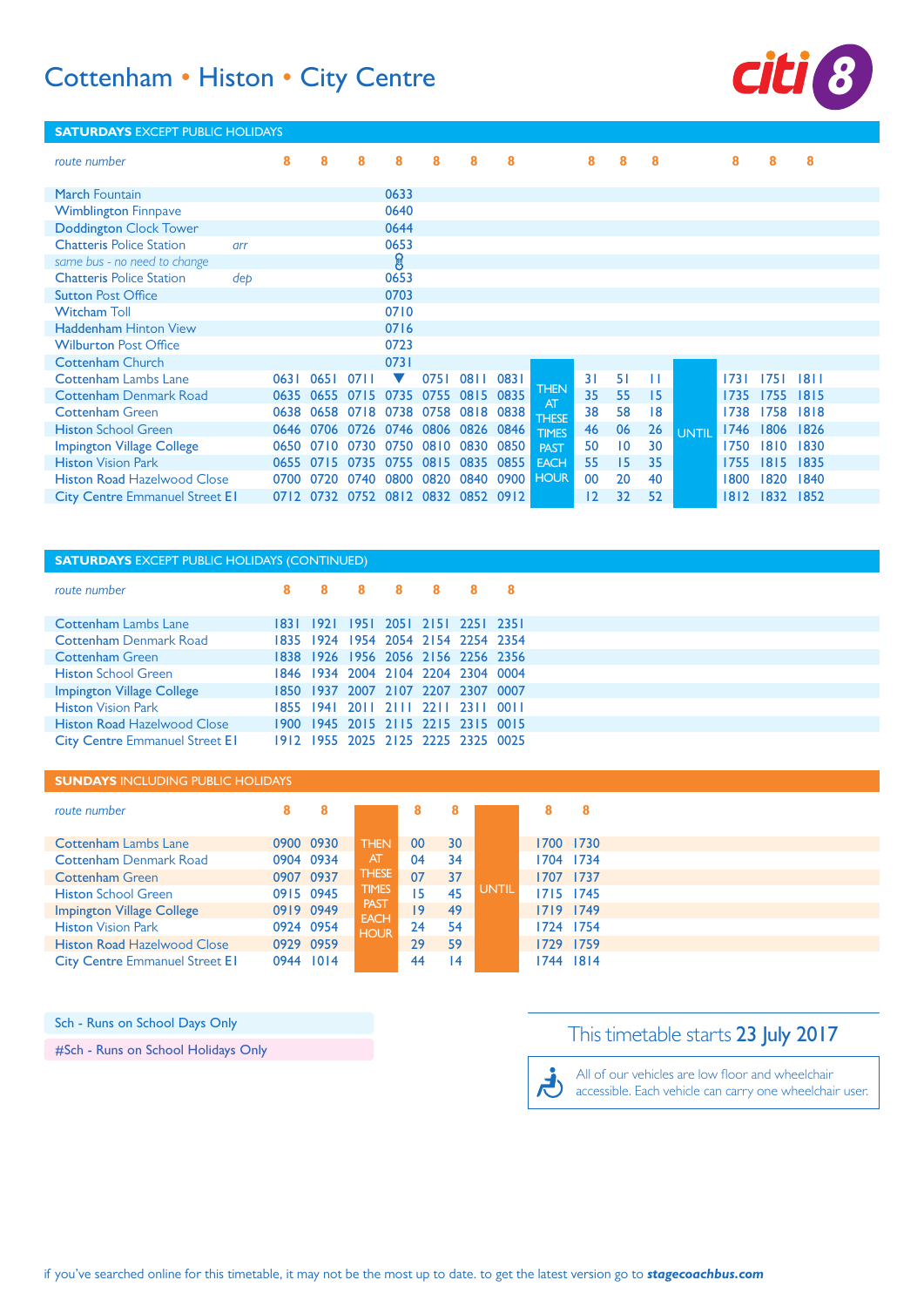# Cottenham • Histon • City Centre

citi 8

## SATURDAYS EXCEPT PUBLIC HOLIDAYS

| route number | | 8 | 8 | 8 | 8 | 8 | 8 | 8 | | 8 | 8 | 8 | | 8 | 8 | 8 |
|---|---|---|---|---|---|---|---|---|---|---|---|---|---|---|---|---|
| March Fountain | | | | | 0633 | | | | | | | | | | | |
| Wimblington Finnpave | | | | | 0640 | | | | | | | | | | | |
| Doddington Clock Tower | | | | | 0644 | | | | | | | | | | | |
| Chatteris Police Station | arr | | | | 0653 | | | | | | | | | | | |
| same bus - no need to change | | | | | | | | | | | | | | | | |
| Chatteris Police Station | dep | | | | 0653 | | | | | | | | | | | |
| Sutton Post Office | | | | | 0703 | | | | | | | | | | | |
| Witcham Toll | | | | | 0710 | | | | | | | | | | | |
| Haddenham Hinton View | | | | | 0716 | | | | | | | | | | | |
| Wilburton Post Office | | | | | 0723 | | | | | | | | | | | |
| Cottenham Church | | | | | 0731 | | | | | | | | | | | |
| Cottenham Lambs Lane | | 0631 | 0651 | 0711 | ▼ | 0751 | 0811 | 0831 | THEN AT THESE TIMES PAST EACH HOUR | 31 | 51 | 11 | UNTIL | 1731 | 1751 | 1811 |
| Cottenham Denmark Road | | 0635 | 0655 | 0715 | 0735 | 0755 | 0815 | 0835 | | 35 | 55 | 15 | | 1735 | 1755 | 1815 |
| Cottenham Green | | 0638 | 0658 | 0718 | 0738 | 0758 | 0818 | 0838 | | 38 | 58 | 18 | | 1738 | 1758 | 1818 |
| Histon School Green | | 0646 | 0706 | 0726 | 0746 | 0806 | 0826 | 0846 | | 46 | 06 | 26 | | 1746 | 1806 | 1826 |
| Impington Village College | | 0650 | 0710 | 0730 | 0750 | 0810 | 0830 | 0850 | | 50 | 10 | 30 | | 1750 | 1810 | 1830 |
| Histon Vision Park | | 0655 | 0715 | 0735 | 0755 | 0815 | 0835 | 0855 | | 55 | 15 | 35 | | 1755 | 1815 | 1835 |
| Histon Road Hazelwood Close | | 0700 | 0720 | 0740 | 0800 | 0820 | 0840 | 0900 | | 00 | 20 | 40 | | 1800 | 1820 | 1840 |
| City Centre Emmanuel Street E1 | | 0712 | 0732 | 0752 | 0812 | 0832 | 0852 | 0912 | | 12 | 32 | 52 | | 1812 | 1832 | 1852 |

## SATURDAYS EXCEPT PUBLIC HOLIDAYS (CONTINUED)

| route number | 8 | 8 | 8 | 8 | 8 | 8 | 8 |
|---|---|---|---|---|---|---|---|
| Cottenham Lambs Lane | 1831 | 1921 | 1951 | 2051 | 2151 | 2251 | 2351 |
| Cottenham Denmark Road | 1835 | 1924 | 1954 | 2054 | 2154 | 2254 | 2354 |
| Cottenham Green | 1838 | 1926 | 1956 | 2056 | 2156 | 2256 | 2356 |
| Histon School Green | 1846 | 1934 | 2004 | 2104 | 2204 | 2304 | 0004 |
| Impington Village College | 1850 | 1937 | 2007 | 2107 | 2207 | 2307 | 0007 |
| Histon Vision Park | 1855 | 1941 | 2011 | 2111 | 2211 | 2311 | 0011 |
| Histon Road Hazelwood Close | 1900 | 1945 | 2015 | 2115 | 2215 | 2315 | 0015 |
| City Centre Emmanuel Street E1 | 1912 | 1955 | 2025 | 2125 | 2225 | 2325 | 0025 |

## SUNDAYS INCLUDING PUBLIC HOLIDAYS

| route number | 8 | 8 | | 8 | 8 | | 8 | 8 |
|---|---|---|---|---|---|---|---|---|
| Cottenham Lambs Lane | 0900 | 0930 | THEN AT THESE TIMES PAST EACH HOUR | 00 | 30 | UNTIL | 1700 | 1730 |
| Cottenham Denmark Road | 0904 | 0934 | | 04 | 34 | | 1704 | 1734 |
| Cottenham Green | 0907 | 0937 | | 07 | 37 | | 1707 | 1737 |
| Histon School Green | 0915 | 0945 | | 15 | 45 | | 1715 | 1745 |
| Impington Village College | 0919 | 0949 | | 19 | 49 | | 1719 | 1749 |
| Histon Vision Park | 0924 | 0954 | | 24 | 54 | | 1724 | 1754 |
| Histon Road Hazelwood Close | 0929 | 0959 | | 29 | 59 | | 1729 | 1759 |
| City Centre Emmanuel Street E1 | 0944 | 1014 | | 44 | 14 | | 1744 | 1814 |

Sch - Runs on School Days Only

#Sch - Runs on School Holidays Only

This timetable starts **23 July 2017**

All of our vehicles are low floor and wheelchair accessible. Each vehicle can carry one wheelchair user.

if you've searched online for this timetable, it may not be the most up to date. to get the latest version go to ***stagecoachbus.com***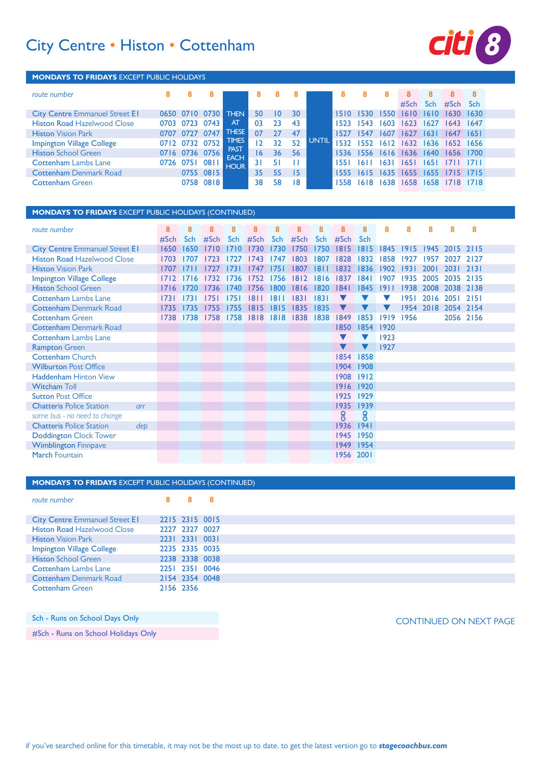# City Centre • Histon • Cottenham

citi 8

## MONDAYS TO FRIDAYS EXCEPT PUBLIC HOLIDAYS

| route number | 8 | 8 | 8 | | 8 | 8 | 8 | | 8 | 8 | 8 | 8 | 8 | 8 | 8 |
|---|---|---|---|---|---|---|---|---|---|---|---|---|---|---|---|
| | | | | | | | | | | | | #Sch | Sch | #Sch | Sch |
| City Centre Emmanuel Street E1 | 0650 | 0710 | 0730 | THEN AT THESE TIMES PAST EACH HOUR | 50 | 10 | 30 | UNTIL | 1510 | 1530 | 1550 | 1610 | 1610 | 1630 | 1630 |
| Histon Road Hazelwood Close | 0703 | 0723 | 0743 | | 03 | 23 | 43 | | 1523 | 1543 | 1603 | 1623 | 1627 | 1643 | 1647 |
| Histon Vision Park | 0707 | 0727 | 0747 | | 07 | 27 | 47 | | 1527 | 1547 | 1607 | 1627 | 1631 | 1647 | 1651 |
| Impington Village College | 0712 | 0732 | 0752 | | 12 | 32 | 52 | | 1532 | 1552 | 1612 | 1632 | 1636 | 1652 | 1656 |
| Histon School Green | 0716 | 0736 | 0756 | | 16 | 36 | 56 | | 1536 | 1556 | 1616 | 1636 | 1640 | 1656 | 1700 |
| Cottenham Lambs Lane | 0726 | 0751 | 0811 | | 31 | 51 | 11 | | 1551 | 1611 | 1631 | 1651 | 1651 | 1711 | 1711 |
| Cottenham Denmark Road | | 0755 | 0815 | | 35 | 55 | 15 | | 1555 | 1615 | 1635 | 1655 | 1655 | 1715 | 1715 |
| Cottenham Green | | 0758 | 0818 | | 38 | 58 | 18 | | 1558 | 1618 | 1638 | 1658 | 1658 | 1718 | 1718 |

## MONDAYS TO FRIDAYS EXCEPT PUBLIC HOLIDAYS (CONTINUED)

| route number | 8 | 8 | 8 | 8 | 8 | 8 | 8 | 8 | 8 | 8 | 8 | 8 | 8 | 8 | 8 |
|---|---|---|---|---|---|---|---|---|---|---|---|---|---|---|---|
| | #Sch | Sch | #Sch | Sch | #Sch | Sch | #Sch | Sch | #Sch | Sch | | | | | |
| City Centre Emmanuel Street E1 | 1650 | 1650 | 1710 | 1710 | 1730 | 1730 | 1750 | 1750 | 1815 | 1815 | 1845 | 1915 | 1945 | 2015 | 2115 |
| Histon Road Hazelwood Close | 1703 | 1707 | 1723 | 1727 | 1743 | 1747 | 1803 | 1807 | 1828 | 1832 | 1858 | 1927 | 1957 | 2027 | 2127 |
| Histon Vision Park | 1707 | 1711 | 1727 | 1731 | 1747 | 1751 | 1807 | 1811 | 1832 | 1836 | 1902 | 1931 | 2001 | 2031 | 2131 |
| Impington Village College | 1712 | 1716 | 1732 | 1736 | 1752 | 1756 | 1812 | 1816 | 1837 | 1841 | 1907 | 1935 | 2005 | 2035 | 2135 |
| Histon School Green | 1716 | 1720 | 1736 | 1740 | 1756 | 1800 | 1816 | 1820 | 1841 | 1845 | 1911 | 1938 | 2008 | 2038 | 2138 |
| Cottenham Lambs Lane | 1731 | 1731 | 1751 | 1751 | 1811 | 1811 | 1831 | 1831 | ▼ | ▼ | ▼ | 1951 | 2016 | 2051 | 2151 |
| Cottenham Denmark Road | 1735 | 1735 | 1755 | 1755 | 1815 | 1815 | 1835 | 1835 | ▼ | ▼ | ▼ | 1954 | 2018 | 2054 | 2154 |
| Cottenham Green | 1738 | 1738 | 1758 | 1758 | 1818 | 1818 | 1838 | 1838 | 1849 | 1853 | 1919 | 1956 | | 2056 | 2156 |
| Cottenham Denmark Road | | | | | | | | | 1850 | 1854 | 1920 | | | | |
| Cottenham Lambs Lane | | | | | | | | | ▼ | ▼ | 1923 | | | | |
| Rampton Green | | | | | | | | | ▼ | ▼ | 1927 | | | | |
| Cottenham Church | | | | | | | | | 1854 | 1858 | | | | | |
| Wilburton Post Office | | | | | | | | | 1904 | 1908 | | | | | |
| Haddenham Hinton View | | | | | | | | | 1908 | 1912 | | | | | |
| Witcham Toll | | | | | | | | | 1916 | 1920 | | | | | |
| Sutton Post Office | | | | | | | | | 1925 | 1929 | | | | | |
| Chatteris Police Station arr | | | | | | | | | 1935 | 1939 | | | | | |
| *same bus - no need to change* | | | | | | | | | | | | | | | |
| Chatteris Police Station dep | | | | | | | | | 1936 | 1941 | | | | | |
| Doddington Clock Tower | | | | | | | | | 1945 | 1950 | | | | | |
| Wimblington Finnpave | | | | | | | | | 1949 | 1954 | | | | | |
| March Fountain | | | | | | | | | 1956 | 2001 | | | | | |

## MONDAYS TO FRIDAYS EXCEPT PUBLIC HOLIDAYS (CONTINUED)

| route number | 8 | 8 | 8 |
|---|---|---|---|
| City Centre Emmanuel Street E1 | 2215 | 2315 | 0015 |
| Histon Road Hazelwood Close | 2227 | 2327 | 0027 |
| Histon Vision Park | 2231 | 2331 | 0031 |
| Impington Village College | 2235 | 2335 | 0035 |
| Histon School Green | 2238 | 2338 | 0038 |
| Cottenham Lambs Lane | 2251 | 2351 | 0046 |
| Cottenham Denmark Road | 2154 | 2354 | 0048 |
| Cottenham Green | 2156 | 2356 | |

Sch - Runs on School Days Only

#Sch - Runs on School Holidays Only

CONTINUED ON NEXT PAGE

if you've searched online for this timetable, it may not be the most up to date. to get the latest version go to **stagecoachbus.com**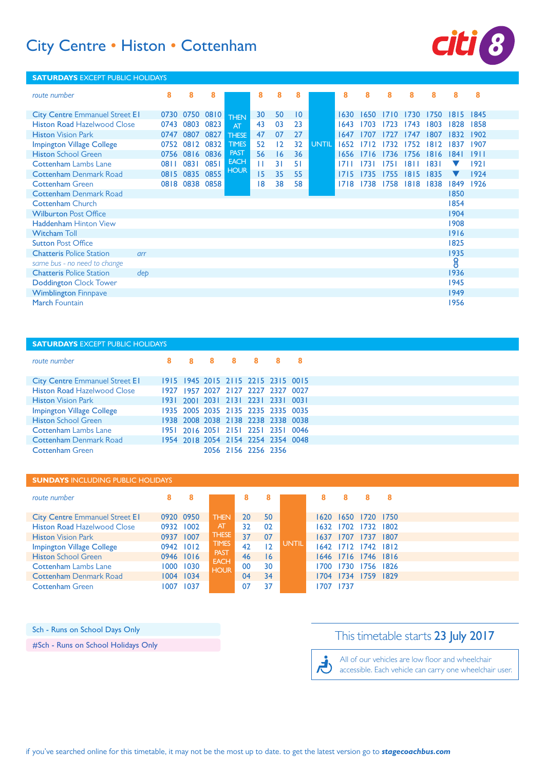# City Centre • Histon • Cottenham

citi 8

## SATURDAYS EXCEPT PUBLIC HOLIDAYS

| route number | | 8 | 8 | 8 | | 8 | 8 | 8 | | 8 | 8 | 8 | 8 | 8 | 8 | 8 |
|---|---|---|---|---|---|---|---|---|---|---|---|---|---|---|---|---|
| City Centre Emmanuel Street E1 | | 0730 | 0750 | 0810 | THEN AT THESE TIMES PAST EACH HOUR | 30 | 50 | 10 | UNTIL | 1630 | 1650 | 1710 | 1730 | 1750 | 1815 | 1845 |
| Histon Road Hazelwood Close | | 0743 | 0803 | 0823 | | 43 | 03 | 23 | | 1643 | 1703 | 1723 | 1743 | 1803 | 1828 | 1858 |
| Histon Vision Park | | 0747 | 0807 | 0827 | | 47 | 07 | 27 | | 1647 | 1707 | 1727 | 1747 | 1807 | 1832 | 1902 |
| Impington Village College | | 0752 | 0812 | 0832 | | 52 | 12 | 32 | | 1652 | 1712 | 1732 | 1752 | 1812 | 1837 | 1907 |
| Histon School Green | | 0756 | 0816 | 0836 | | 56 | 16 | 36 | | 1656 | 1716 | 1736 | 1756 | 1816 | 1841 | 1911 |
| Cottenham Lambs Lane | | 0811 | 0831 | 0851 | | 11 | 31 | 51 | | 1711 | 1731 | 1751 | 1811 | 1831 | ▼ | 1921 |
| Cottenham Denmark Road | | 0815 | 0835 | 0855 | | 15 | 35 | 55 | | 1715 | 1735 | 1755 | 1815 | 1835 | ▼ | 1924 |
| Cottenham Green | | 0818 | 0838 | 0858 | | 18 | 38 | 58 | | 1718 | 1738 | 1758 | 1818 | 1838 | 1849 | 1926 |
| Cottenham Denmark Road | | | | | | | | | | | | | | | 1850 | |
| Cottenham Church | | | | | | | | | | | | | | | 1854 | |
| Wilburton Post Office | | | | | | | | | | | | | | | 1904 | |
| Haddenham Hinton View | | | | | | | | | | | | | | | 1908 | |
| Witcham Toll | | | | | | | | | | | | | | | 1916 | |
| Sutton Post Office | | | | | | | | | | | | | | | 1825 | |
| Chatteris Police Station | arr | | | | | | | | | | | | | | 1935 | |
| *same bus - no need to change* | | | | | | | | | | | | | | | 8 | |
| Chatteris Police Station | dep | | | | | | | | | | | | | | 1936 | |
| Doddington Clock Tower | | | | | | | | | | | | | | | 1945 | |
| Wimblington Finnpave | | | | | | | | | | | | | | | 1949 | |
| March Fountain | | | | | | | | | | | | | | | 1956 | |

## SATURDAYS EXCEPT PUBLIC HOLIDAYS

| route number | 8 | 8 | 8 | 8 | 8 | 8 | 8 |
|---|---|---|---|---|---|---|---|
| City Centre Emmanuel Street E1 | 1915 | 1945 | 2015 | 2115 | 2215 | 2315 | 0015 |
| Histon Road Hazelwood Close | 1927 | 1957 | 2027 | 2127 | 2227 | 2327 | 0027 |
| Histon Vision Park | 1931 | 2001 | 2031 | 2131 | 2231 | 2331 | 0031 |
| Impington Village College | 1935 | 2005 | 2035 | 2135 | 2235 | 2335 | 0035 |
| Histon School Green | 1938 | 2008 | 2038 | 2138 | 2238 | 2338 | 0038 |
| Cottenham Lambs Lane | 1951 | 2016 | 2051 | 2151 | 2251 | 2351 | 0046 |
| Cottenham Denmark Road | 1954 | 2018 | 2054 | 2154 | 2254 | 2354 | 0048 |
| Cottenham Green | | | 2056 | 2156 | 2256 | 2356 | |

## SUNDAYS INCLUDING PUBLIC HOLIDAYS

| route number | 8 | 8 | | 8 | 8 | | 8 | 8 | 8 | 8 |
|---|---|---|---|---|---|---|---|---|---|---|
| City Centre Emmanuel Street E1 | 0920 | 0950 | THEN AT THESE TIMES PAST EACH HOUR | 20 | 50 | UNTIL | 1620 | 1650 | 1720 | 1750 |
| Histon Road Hazelwood Close | 0932 | 1002 | | 32 | 02 | | 1632 | 1702 | 1732 | 1802 |
| Histon Vision Park | 0937 | 1007 | | 37 | 07 | | 1637 | 1707 | 1737 | 1807 |
| Impington Village College | 0942 | 1012 | | 42 | 12 | | 1642 | 1712 | 1742 | 1812 |
| Histon School Green | 0946 | 1016 | | 46 | 16 | | 1646 | 1716 | 1746 | 1816 |
| Cottenham Lambs Lane | 1000 | 1030 | | 00 | 30 | | 1700 | 1730 | 1756 | 1826 |
| Cottenham Denmark Road | 1004 | 1034 | | 04 | 34 | | 1704 | 1734 | 1759 | 1829 |
| Cottenham Green | 1007 | 1037 | | 07 | 37 | | 1707 | 1737 | | |

Sch - Runs on School Days Only

#Sch - Runs on School Holidays Only

This timetable starts **23 July 2017**

All of our vehicles are low floor and wheelchair accessible. Each vehicle can carry one wheelchair user.

if you've searched online for this timetable, it may not be the most up to date. to get the latest version go to ***stagecoachbus.com***